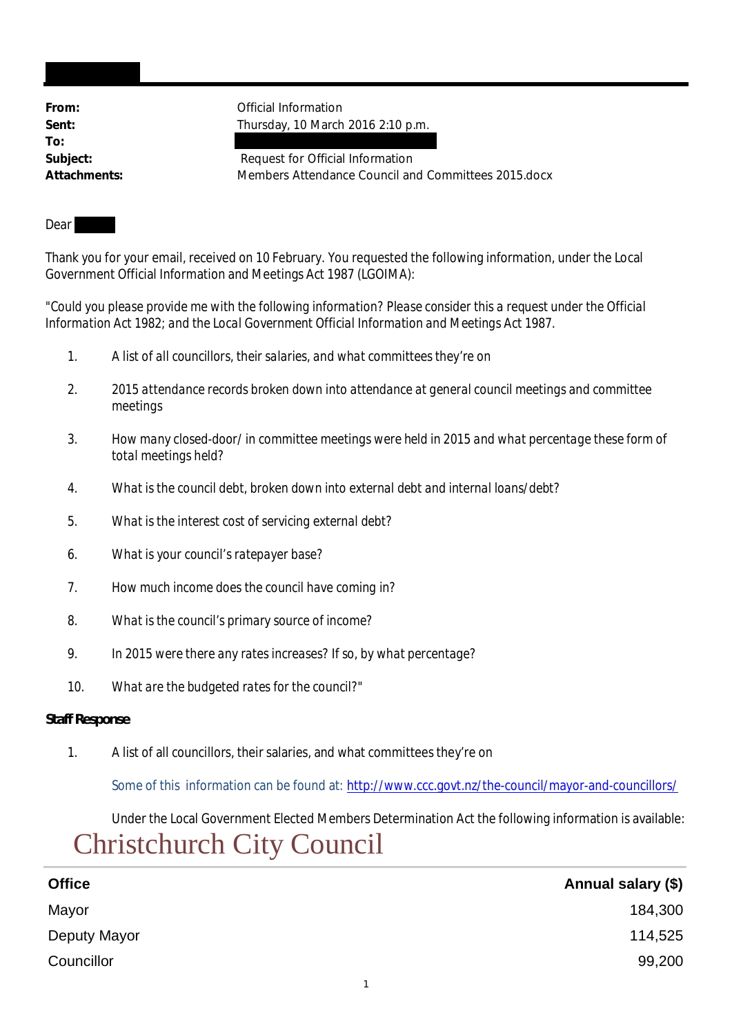| | |
|---|---|
| **From:** | Official Information |
| **Sent:** | Thursday, 10 March 2016 2:10 p.m. |
| **To:** | |
| **Subject:** | Request for Official Information |
| **Attachments:** | Members Attendance Council and Committees 2015.docx |

Dear

Thank you for your email, received on 10 February. You requested the following information, under the Local Government Official Information and Meetings Act 1987 (LGOIMA):

*"Could you please provide me with the following information? Please consider this a request under the Official Information Act 1982; and the Local Government Official Information and Meetings Act 1987.*

1. *A list of all councillors, their salaries, and what committees they're on*
2. *2015 attendance records broken down into attendance at general council meetings and committee meetings*
3. *How many closed-door/ in committee meetings were held in 2015 and what percentage these form of total meetings held?*
4. *What is the council debt, broken down into external debt and internal loans/debt?*
5. *What is the interest cost of servicing external debt?*
6. *What is your council's ratepayer base?*
7. *How much income does the council have coming in?*
8. *What is the council's primary source of income?*
9. *In 2015 were there any rates increases? If so, by what percentage?*
10. *What are the budgeted rates for the council?"*

**Staff Response**

1. A list of all councillors, their salaries, and what committees they're on

   Some of this information can be found at: [http://www.ccc.govt.nz/the-council/mayor-and-councillors/](http://www.ccc.govt.nz/the-council/mayor-and-councillors/)

   Under the Local Government Elected Members Determination Act the following information is available:

## Christchurch City Council

| Office | Annual salary ($) |
|---|---:|
| Mayor | 184,300 |
| Deputy Mayor | 114,525 |
| Councillor | 99,200 |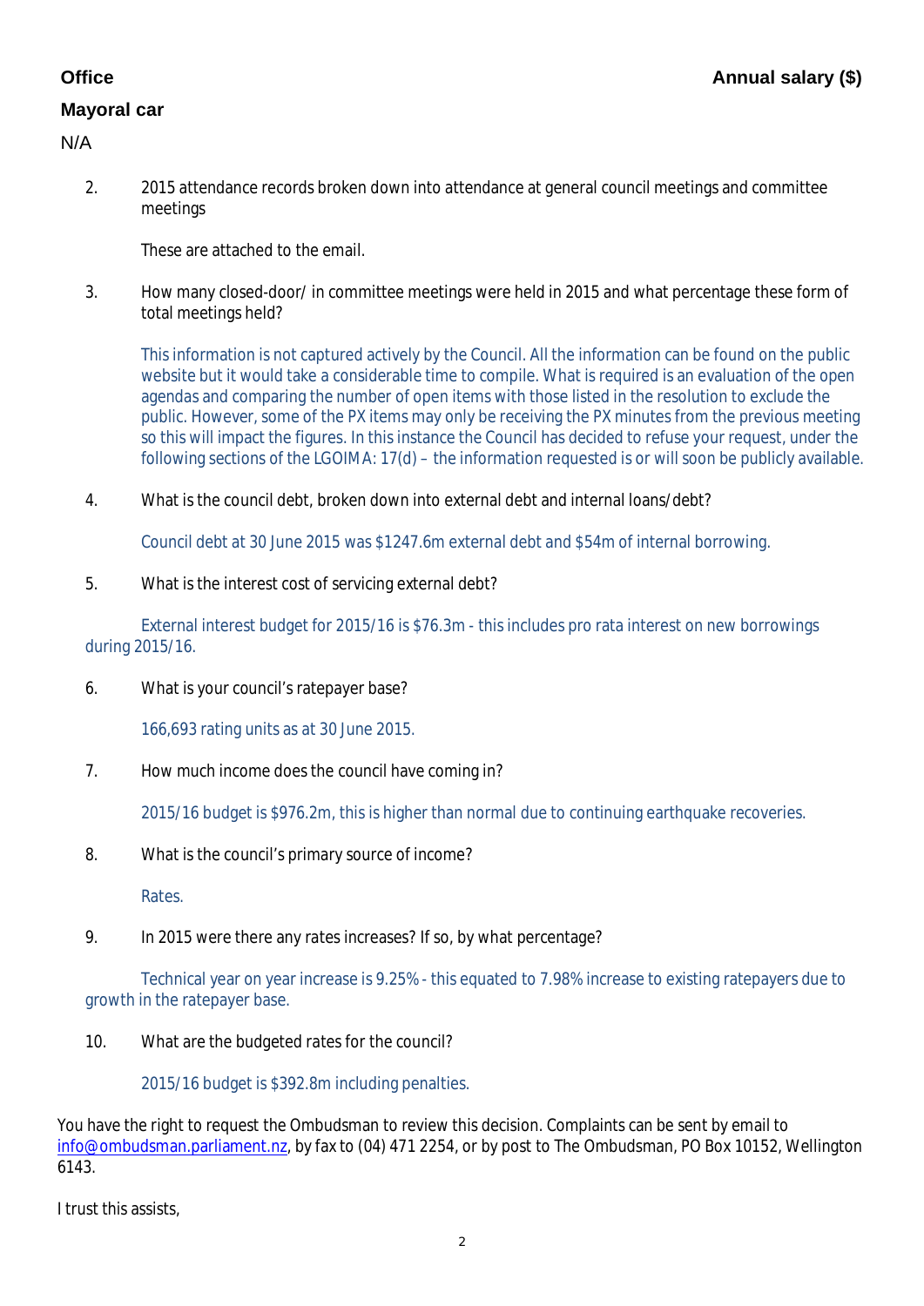| Office | Annual salary ($) |
| --- | --- |
| **Mayoral car** | |
| N/A | |

2. 2015 attendance records broken down into attendance at general council meetings and committee meetings

   These are attached to the email.

3. How many closed-door/ in committee meetings were held in 2015 and what percentage these form of total meetings held?

   This information is not captured actively by the Council. All the information can be found on the public website but it would take a considerable time to compile. What is required is an evaluation of the open agendas and comparing the number of open items with those listed in the resolution to exclude the public. However, some of the PX items may only be receiving the PX minutes from the previous meeting so this will impact the figures. In this instance the Council has decided to refuse your request, under the following sections of the LGOIMA: 17(d) – the information requested is or will soon be publicly available.

4. What is the council debt, broken down into external debt and internal loans/debt?

   Council debt at 30 June 2015 was $1247.6m external debt and $54m of internal borrowing.

5. What is the interest cost of servicing external debt?

   External interest budget for 2015/16 is $76.3m - this includes pro rata interest on new borrowings during 2015/16.

6. What is your council's ratepayer base?

   166,693 rating units as at 30 June 2015.

7. How much income does the council have coming in?

   2015/16 budget is $976.2m, this is higher than normal due to continuing earthquake recoveries.

8. What is the council's primary source of income?

   Rates.

9. In 2015 were there any rates increases? If so, by what percentage?

   Technical year on year increase is 9.25% - this equated to 7.98% increase to existing ratepayers due to growth in the ratepayer base.

10. What are the budgeted rates for the council?

    2015/16 budget is $392.8m including penalties.

You have the right to request the Ombudsman to review this decision. Complaints can be sent by email to info@ombudsman.parliament.nz, by fax to (04) 471 2254, or by post to The Ombudsman, PO Box 10152, Wellington 6143.

I trust this assists,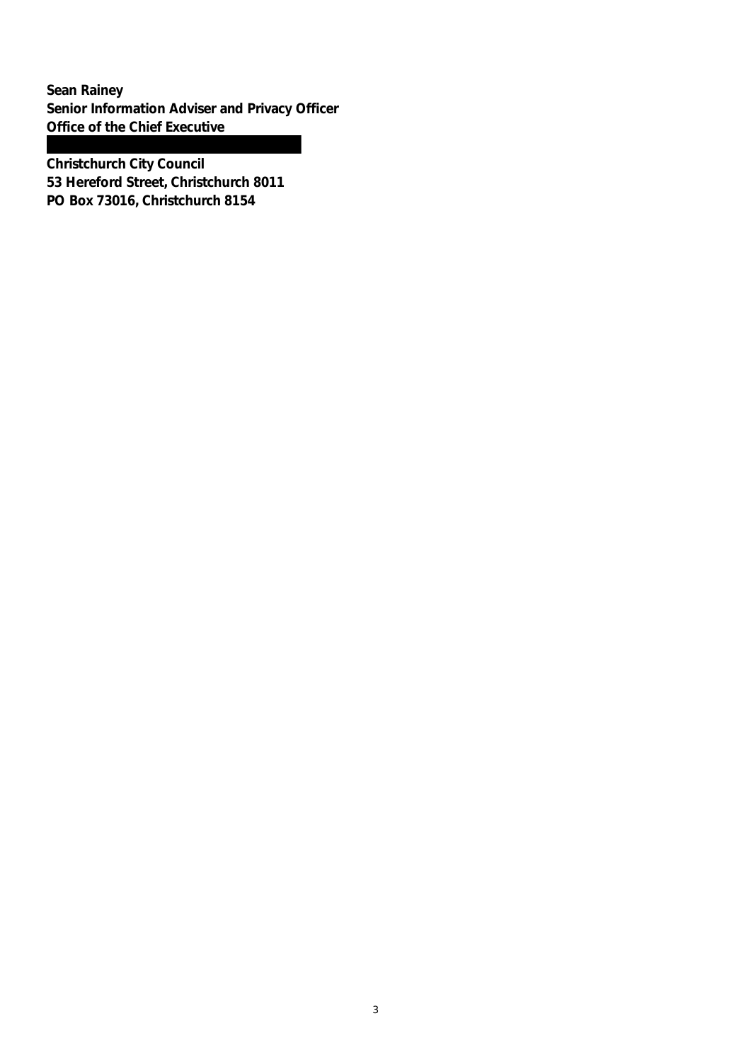**Sean Rainey**
**Senior Information Adviser and Privacy Officer**
**Office of the Chief Executive**

**Christchurch City Council**
**53 Hereford Street, Christchurch 8011**
**PO Box 73016, Christchurch 8154**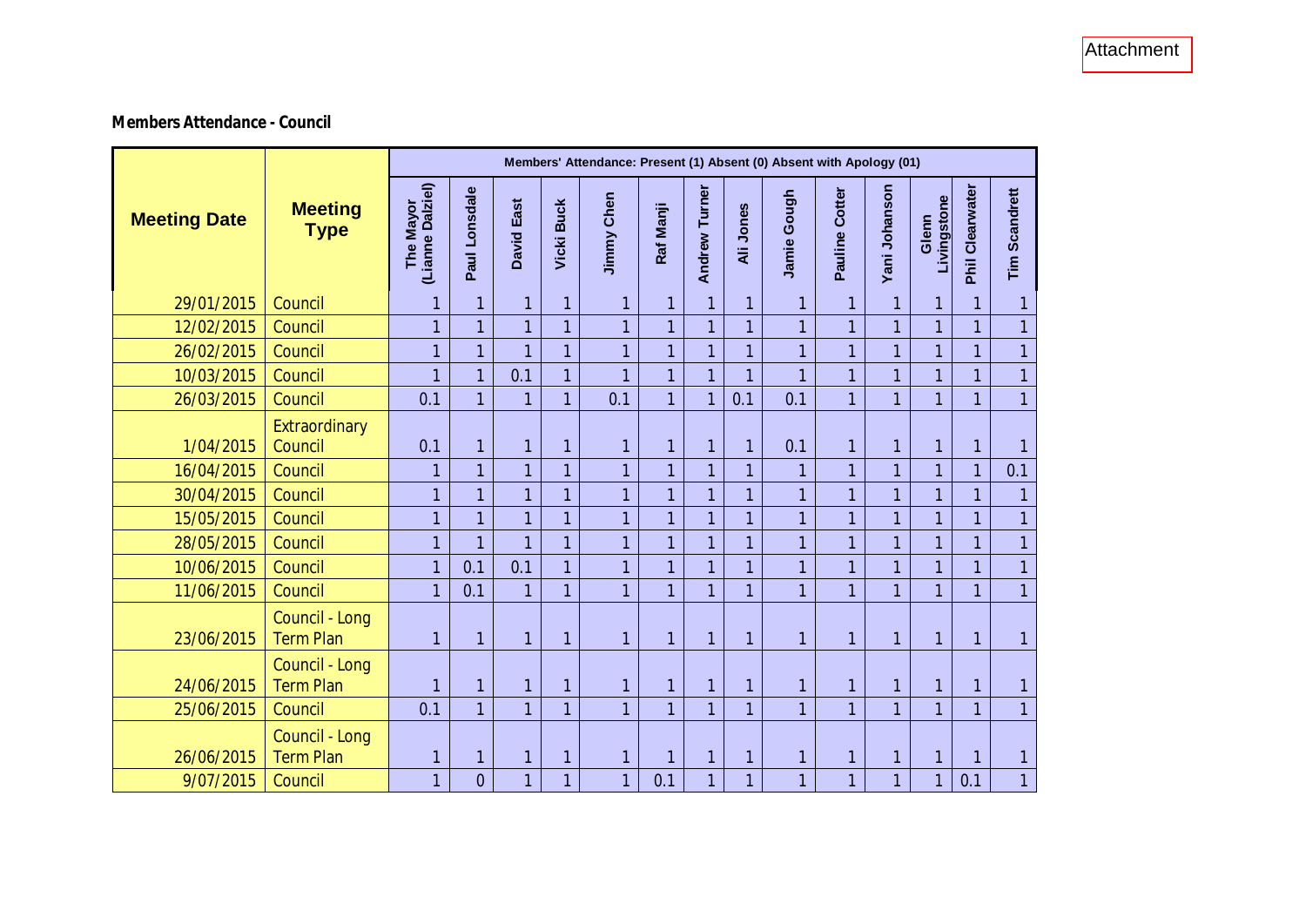Attachment

**Members Attendance - Council**

| Meeting Date | Meeting Type | Members' Attendance: Present (1) Absent (0) Absent with Apology (01) | | | | | | | | | | | | | |
|---|---|---|---|---|---|---|---|---|---|---|---|---|---|---|---|
| | | The Mayor (Lianne Dalziel) | Paul Lonsdale | David East | Vicki Buck | Jimmy Chen | Raf Manji | Andrew Turner | Ali Jones | Jamie Gough | Pauline Cotter | Yani Johanson | Glenn Livingstone | Phil Clearwater | Tim Scandrett |
| 29/01/2015 | Council | 1 | 1 | 1 | 1 | 1 | 1 | 1 | 1 | 1 | 1 | 1 | 1 | 1 | 1 |
| 12/02/2015 | Council | 1 | 1 | 1 | 1 | 1 | 1 | 1 | 1 | 1 | 1 | 1 | 1 | 1 | 1 |
| 26/02/2015 | Council | 1 | 1 | 1 | 1 | 1 | 1 | 1 | 1 | 1 | 1 | 1 | 1 | 1 | 1 |
| 10/03/2015 | Council | 1 | 1 | 0.1 | 1 | 1 | 1 | 1 | 1 | 1 | 1 | 1 | 1 | 1 | 1 |
| 26/03/2015 | Council | 0.1 | 1 | 1 | 1 | 0.1 | 1 | 1 | 0.1 | 0.1 | 1 | 1 | 1 | 1 | 1 |
| 1/04/2015 | Extraordinary Council | 0.1 | 1 | 1 | 1 | 1 | 1 | 1 | 1 | 0.1 | 1 | 1 | 1 | 1 | 1 |
| 16/04/2015 | Council | 1 | 1 | 1 | 1 | 1 | 1 | 1 | 1 | 1 | 1 | 1 | 1 | 1 | 0.1 |
| 30/04/2015 | Council | 1 | 1 | 1 | 1 | 1 | 1 | 1 | 1 | 1 | 1 | 1 | 1 | 1 | 1 |
| 15/05/2015 | Council | 1 | 1 | 1 | 1 | 1 | 1 | 1 | 1 | 1 | 1 | 1 | 1 | 1 | 1 |
| 28/05/2015 | Council | 1 | 1 | 1 | 1 | 1 | 1 | 1 | 1 | 1 | 1 | 1 | 1 | 1 | 1 |
| 10/06/2015 | Council | 1 | 0.1 | 0.1 | 1 | 1 | 1 | 1 | 1 | 1 | 1 | 1 | 1 | 1 | 1 |
| 11/06/2015 | Council | 1 | 0.1 | 1 | 1 | 1 | 1 | 1 | 1 | 1 | 1 | 1 | 1 | 1 | 1 |
| 23/06/2015 | Council - Long Term Plan | 1 | 1 | 1 | 1 | 1 | 1 | 1 | 1 | 1 | 1 | 1 | 1 | 1 | 1 |
| 24/06/2015 | Council - Long Term Plan | 1 | 1 | 1 | 1 | 1 | 1 | 1 | 1 | 1 | 1 | 1 | 1 | 1 | 1 |
| 25/06/2015 | Council | 0.1 | 1 | 1 | 1 | 1 | 1 | 1 | 1 | 1 | 1 | 1 | 1 | 1 | 1 |
| 26/06/2015 | Council - Long Term Plan | 1 | 1 | 1 | 1 | 1 | 1 | 1 | 1 | 1 | 1 | 1 | 1 | 1 | 1 |
| 9/07/2015 | Council | 1 | 0 | 1 | 1 | 1 | 0.1 | 1 | 1 | 1 | 1 | 1 | 1 | 0.1 | 1 |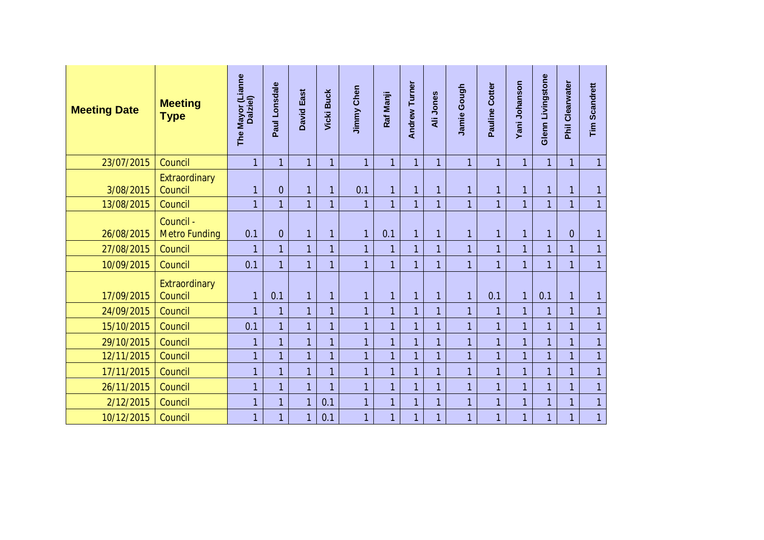| Meeting Date | Meeting Type | The Mayor (Lianne Dalziel) | Paul Lonsdale | David East | Vicki Buck | Jimmy Chen | Raf Manji | Andrew Turner | Ali Jones | Jamie Gough | Pauline Cotter | Yani Johanson | Glenn Livingstone | Phil Clearwater | Tim Scandrett |
|---|---|---|---|---|---|---|---|---|---|---|---|---|---|---|---|
| 23/07/2015 | Council | 1 | 1 | 1 | 1 | 1 | 1 | 1 | 1 | 1 | 1 | 1 | 1 | 1 | 1 |
| 3/08/2015 | Extraordinary Council | 1 | 0 | 1 | 1 | 0.1 | 1 | 1 | 1 | 1 | 1 | 1 | 1 | 1 | 1 |
| 13/08/2015 | Council | 1 | 1 | 1 | 1 | 1 | 1 | 1 | 1 | 1 | 1 | 1 | 1 | 1 | 1 |
| 26/08/2015 | Council - Metro Funding | 0.1 | 0 | 1 | 1 | 1 | 0.1 | 1 | 1 | 1 | 1 | 1 | 1 | 0 | 1 |
| 27/08/2015 | Council | 1 | 1 | 1 | 1 | 1 | 1 | 1 | 1 | 1 | 1 | 1 | 1 | 1 | 1 |
| 10/09/2015 | Council | 0.1 | 1 | 1 | 1 | 1 | 1 | 1 | 1 | 1 | 1 | 1 | 1 | 1 | 1 |
| 17/09/2015 | Extraordinary Council | 1 | 0.1 | 1 | 1 | 1 | 1 | 1 | 1 | 1 | 0.1 | 1 | 0.1 | 1 | 1 |
| 24/09/2015 | Council | 1 | 1 | 1 | 1 | 1 | 1 | 1 | 1 | 1 | 1 | 1 | 1 | 1 | 1 |
| 15/10/2015 | Council | 0.1 | 1 | 1 | 1 | 1 | 1 | 1 | 1 | 1 | 1 | 1 | 1 | 1 | 1 |
| 29/10/2015 | Council | 1 | 1 | 1 | 1 | 1 | 1 | 1 | 1 | 1 | 1 | 1 | 1 | 1 | 1 |
| 12/11/2015 | Council | 1 | 1 | 1 | 1 | 1 | 1 | 1 | 1 | 1 | 1 | 1 | 1 | 1 | 1 |
| 17/11/2015 | Council | 1 | 1 | 1 | 1 | 1 | 1 | 1 | 1 | 1 | 1 | 1 | 1 | 1 | 1 |
| 26/11/2015 | Council | 1 | 1 | 1 | 1 | 1 | 1 | 1 | 1 | 1 | 1 | 1 | 1 | 1 | 1 |
| 2/12/2015 | Council | 1 | 1 | 1 | 0.1 | 1 | 1 | 1 | 1 | 1 | 1 | 1 | 1 | 1 | 1 |
| 10/12/2015 | Council | 1 | 1 | 1 | 0.1 | 1 | 1 | 1 | 1 | 1 | 1 | 1 | 1 | 1 | 1 |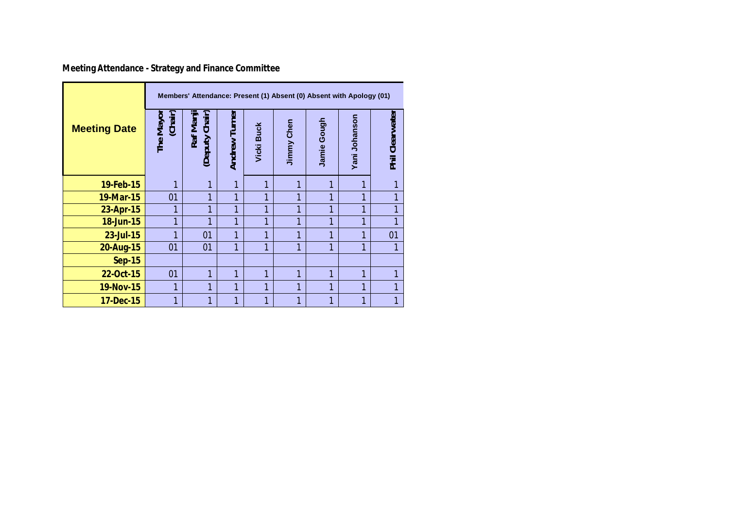**Meeting Attendance - Strategy and Finance Committee**

| Meeting Date | Members' Attendance: Present (1) Absent (0) Absent with Apology (01) | | | | | | | |
|---|---|---|---|---|---|---|---|---|
| | The Mayor (Chair) | Raf Manji (Deputy Chair) | Andrew Turner | Vicki Buck | Jimmy Chen | Jamie Gough | Yani Johanson | Phil Clearwater |
| 19-Feb-15 | 1 | 1 | 1 | 1 | 1 | 1 | 1 | 1 |
| 19-Mar-15 | 01 | 1 | 1 | 1 | 1 | 1 | 1 | 1 |
| 23-Apr-15 | 1 | 1 | 1 | 1 | 1 | 1 | 1 | 1 |
| 18-Jun-15 | 1 | 1 | 1 | 1 | 1 | 1 | 1 | 1 |
| 23-Jul-15 | 1 | 01 | 1 | 1 | 1 | 1 | 1 | 01 |
| 20-Aug-15 | 01 | 01 | 1 | 1 | 1 | 1 | 1 | 1 |
| Sep-15 | | | | | | | | |
| 22-Oct-15 | 01 | 1 | 1 | 1 | 1 | 1 | 1 | 1 |
| 19-Nov-15 | 1 | 1 | 1 | 1 | 1 | 1 | 1 | 1 |
| 17-Dec-15 | 1 | 1 | 1 | 1 | 1 | 1 | 1 | 1 |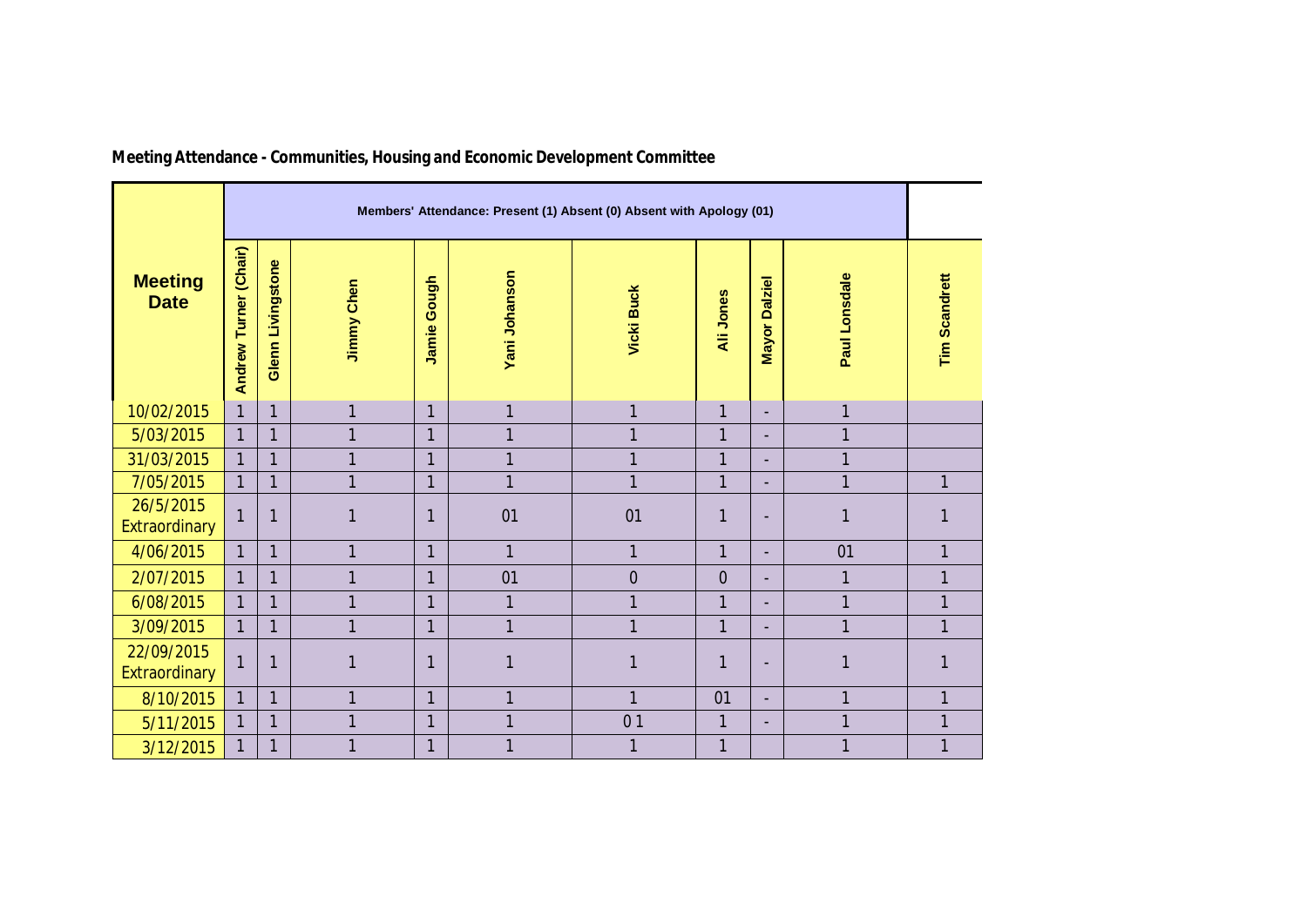**Meeting Attendance - Communities, Housing and Economic Development Committee**

| Meeting Date | Members' Attendance: Present (1) Absent (0) Absent with Apology (01) | | | | | | | | | |
|---|---|---|---|---|---|---|---|---|---|---|
| | Andrew Turner (Chair) | Glenn Livingstone | Jimmy Chen | Jamie Gough | Yani Johanson | Vicki Buck | Ali Jones | Mayor Dalziel | Paul Lonsdale | Tim Scandrett |
| 10/02/2015 | 1 | 1 | 1 | 1 | 1 | 1 | 1 | - | 1 | |
| 5/03/2015 | 1 | 1 | 1 | 1 | 1 | 1 | 1 | - | 1 | |
| 31/03/2015 | 1 | 1 | 1 | 1 | 1 | 1 | 1 | - | 1 | |
| 7/05/2015 | 1 | 1 | 1 | 1 | 1 | 1 | 1 | - | 1 | 1 |
| 26/5/2015 Extraordinary | 1 | 1 | 1 | 1 | 01 | 01 | 1 | - | 1 | 1 |
| 4/06/2015 | 1 | 1 | 1 | 1 | 1 | 1 | 1 | - | 01 | 1 |
| 2/07/2015 | 1 | 1 | 1 | 1 | 01 | 0 | 0 | - | 1 | 1 |
| 6/08/2015 | 1 | 1 | 1 | 1 | 1 | 1 | 1 | - | 1 | 1 |
| 3/09/2015 | 1 | 1 | 1 | 1 | 1 | 1 | 1 | - | 1 | 1 |
| 22/09/2015 Extraordinary | 1 | 1 | 1 | 1 | 1 | 1 | 1 | - | 1 | 1 |
| 8/10/2015 | 1 | 1 | 1 | 1 | 1 | 1 | 01 | - | 1 | 1 |
| 5/11/2015 | 1 | 1 | 1 | 1 | 1 | 0 1 | 1 | - | 1 | 1 |
| 3/12/2015 | 1 | 1 | 1 | 1 | 1 | 1 | 1 | | 1 | 1 |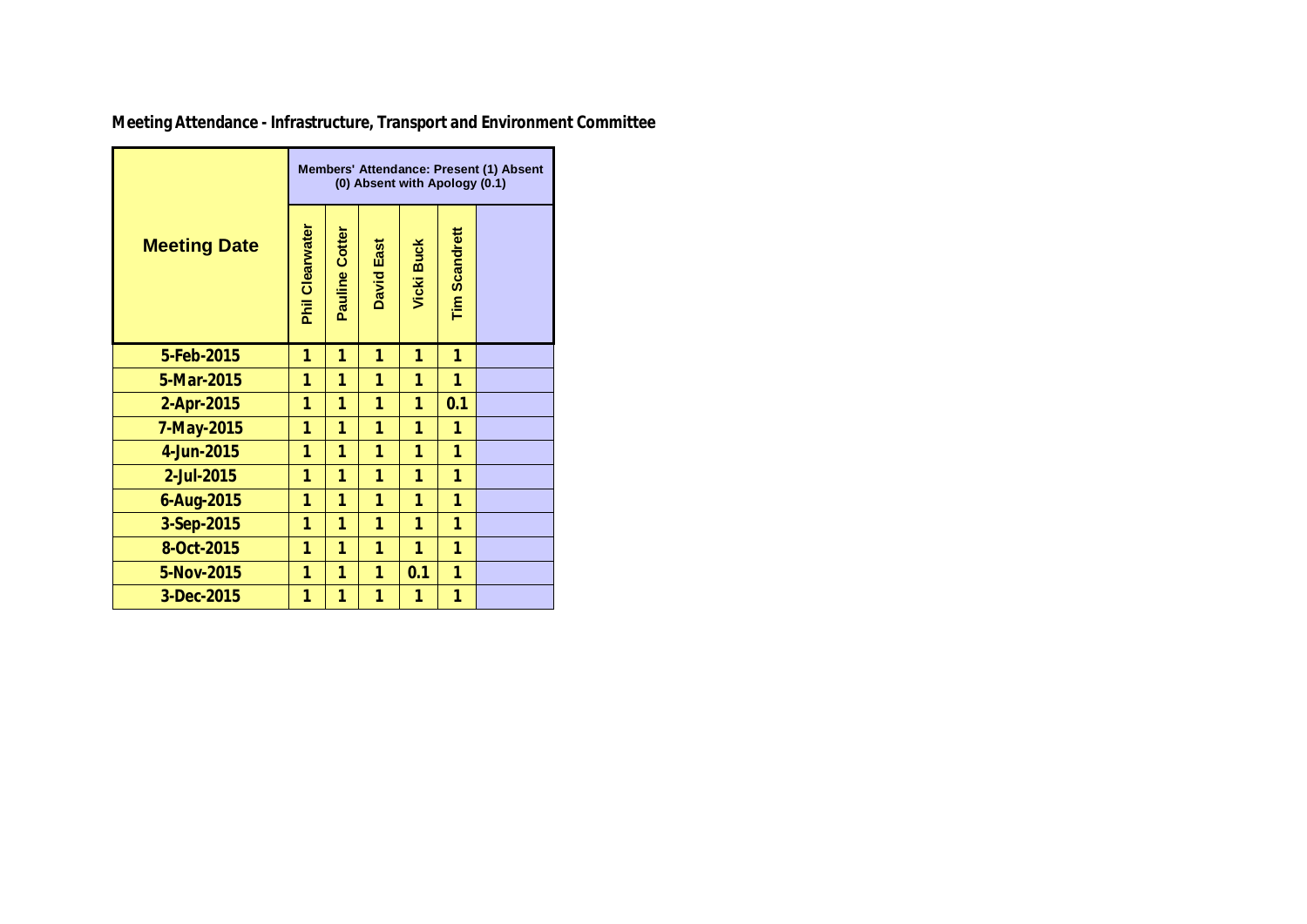**Meeting Attendance - Infrastructure, Transport and Environment Committee**

| Meeting Date | Members' Attendance: Present (1) Absent (0) Absent with Apology (0.1) | | | | | |
|---|---|---|---|---|---|---|
| | Phil Clearwater | Pauline Cotter | David East | Vicki Buck | Tim Scandrett | |
| 5-Feb-2015 | 1 | 1 | 1 | 1 | 1 | |
| 5-Mar-2015 | 1 | 1 | 1 | 1 | 1 | |
| 2-Apr-2015 | 1 | 1 | 1 | 1 | 0.1 | |
| 7-May-2015 | 1 | 1 | 1 | 1 | 1 | |
| 4-Jun-2015 | 1 | 1 | 1 | 1 | 1 | |
| 2-Jul-2015 | 1 | 1 | 1 | 1 | 1 | |
| 6-Aug-2015 | 1 | 1 | 1 | 1 | 1 | |
| 3-Sep-2015 | 1 | 1 | 1 | 1 | 1 | |
| 8-Oct-2015 | 1 | 1 | 1 | 1 | 1 | |
| 5-Nov-2015 | 1 | 1 | 1 | 0.1 | 1 | |
| 3-Dec-2015 | 1 | 1 | 1 | 1 | 1 | |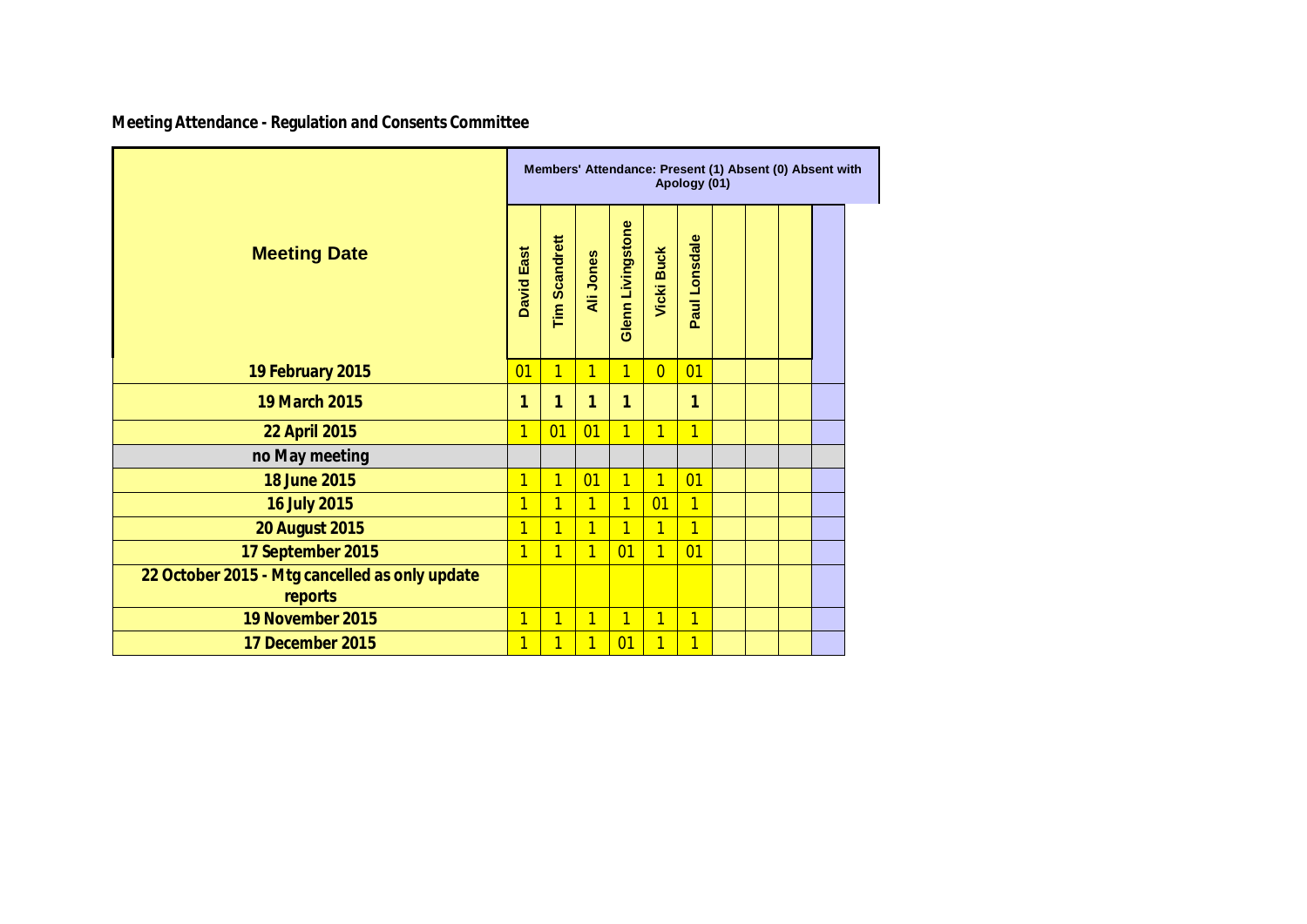**Meeting Attendance - Regulation and Consents Committee**

| Meeting Date | Members' Attendance: Present (1) Absent (0) Absent with Apology (01) | | | | | | | | | |
|---|---|---|---|---|---|---|---|---|---|---|
| | David East | Tim Scandrett | Ali Jones | Glenn Livingstone | Vicki Buck | Paul Lonsdale | | | | |
| 19 February 2015 | 01 | 1 | 1 | 1 | 0 | 01 | | | | |
| 19 March 2015 | 1 | 1 | 1 | 1 | | 1 | | | | |
| 22 April 2015 | 1 | 01 | 01 | 1 | 1 | 1 | | | | |
| no May meeting | | | | | | | | | | |
| 18 June 2015 | 1 | 1 | 01 | 1 | 1 | 01 | | | | |
| 16 July 2015 | 1 | 1 | 1 | 1 | 01 | 1 | | | | |
| 20 August 2015 | 1 | 1 | 1 | 1 | 1 | 1 | | | | |
| 17 September 2015 | 1 | 1 | 1 | 01 | 1 | 01 | | | | |
| 22 October 2015 - Mtg cancelled as only update reports | | | | | | | | | | |
| 19 November 2015 | 1 | 1 | 1 | 1 | 1 | 1 | | | | |
| 17 December 2015 | 1 | 1 | 1 | 01 | 1 | 1 | | | | |